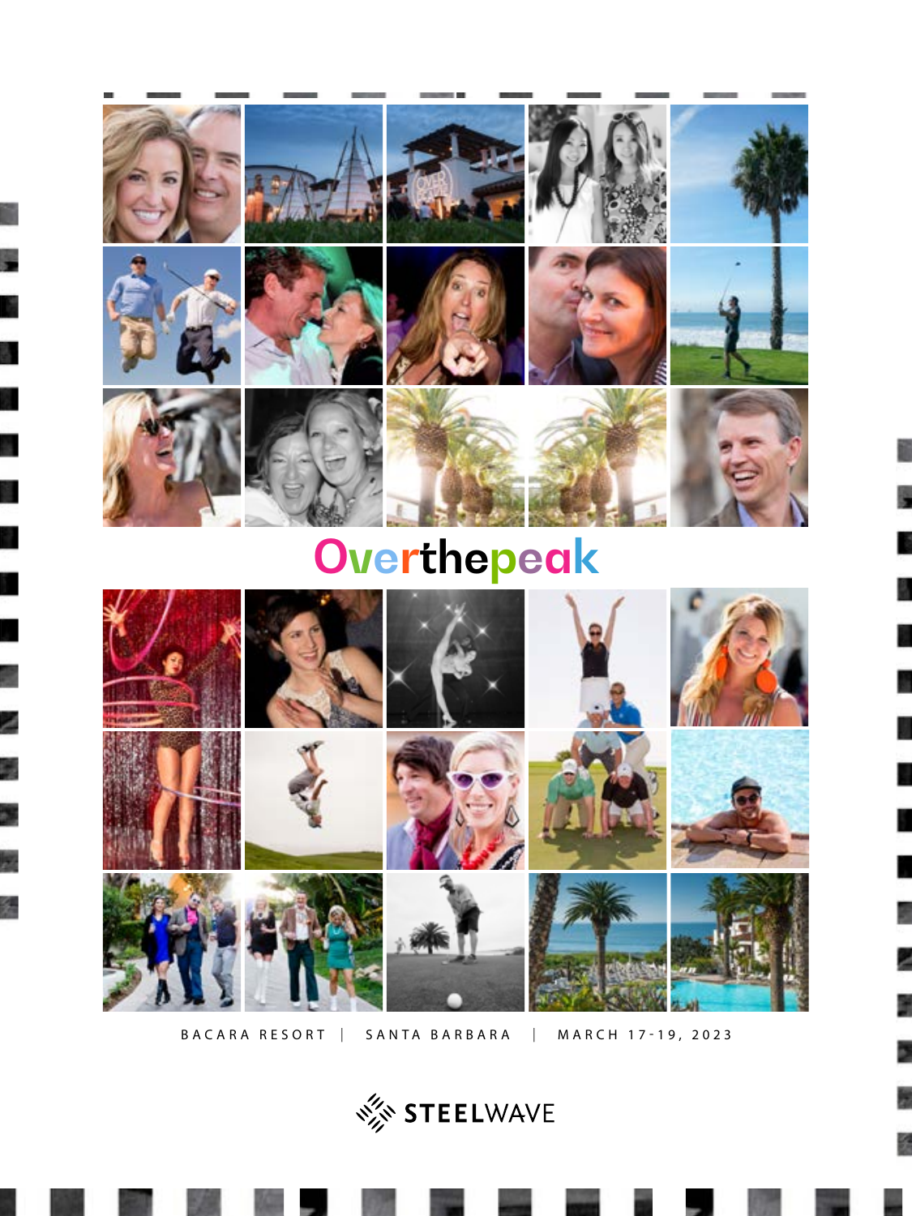# Overthepeak

BACARA RESORT | SANTA BARBARA | MARCH 17-19, 2023

STEELWAVE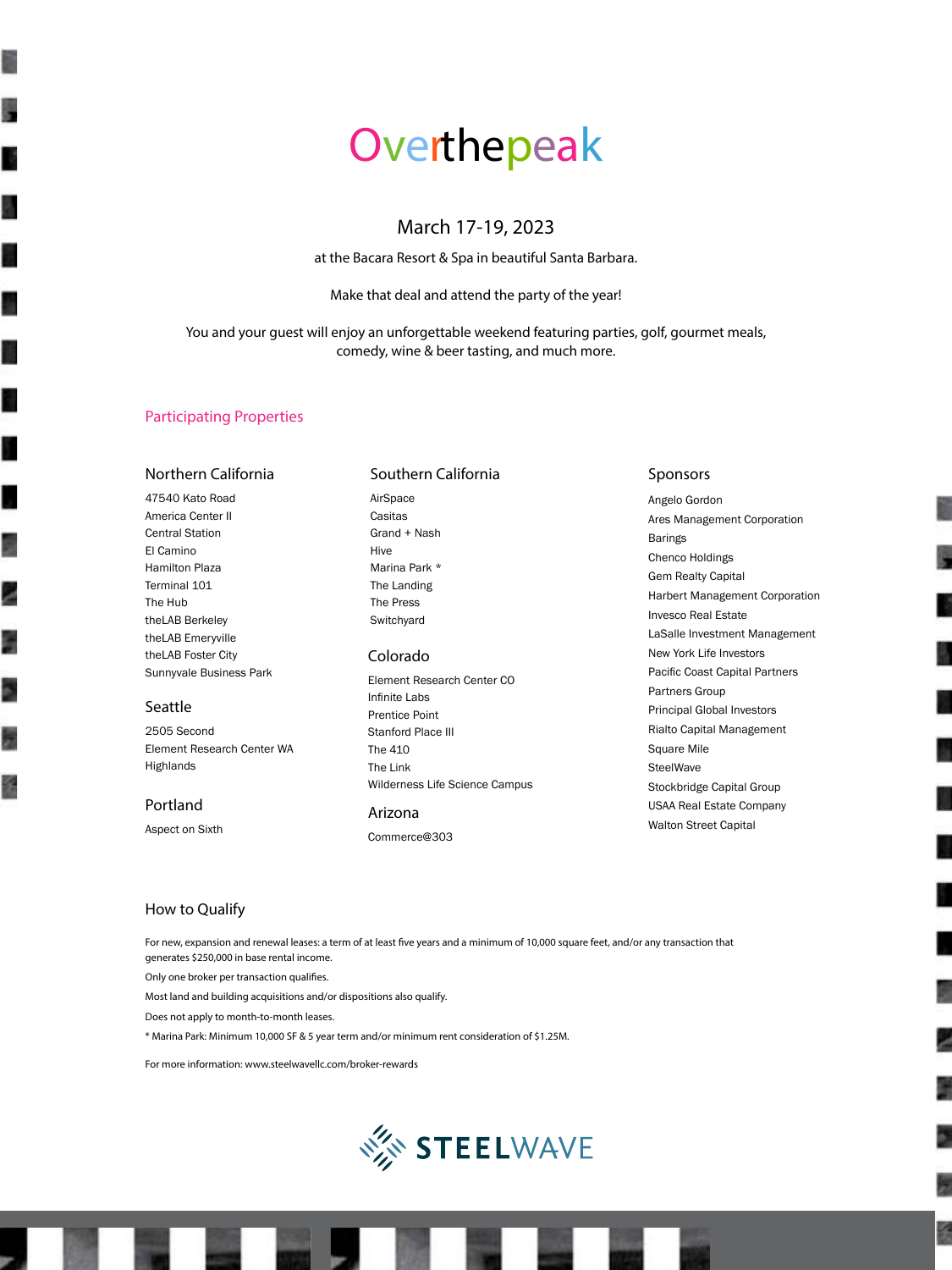# Overthepeak

## March 17-19, 2023

at the Bacara Resort & Spa in beautiful Santa Barbara.

Make that deal and attend the party of the year!

You and your guest will enjoy an unforgettable weekend featuring parties, golf, gourmet meals, comedy, wine & beer tasting, and much more.

## Participating Properties

### Northern California

47540 Kato Road
America Center II
Central Station
El Camino
Hamilton Plaza
Terminal 101
The Hub
theLAB Berkeley
theLAB Emeryville
theLAB Foster City
Sunnyvale Business Park

### Seattle

2505 Second
Element Research Center WA
Highlands

### Portland

Aspect on Sixth

### Southern California

AirSpace
Casitas
Grand + Nash
Hive
Marina Park *
The Landing
The Press
Switchyard

### Colorado

Element Research Center CO
Infinite Labs
Prentice Point
Stanford Place III
The 410
The Link
Wilderness Life Science Campus

### Arizona

Commerce@303

### Sponsors

Angelo Gordon
Ares Management Corporation
Barings
Chenco Holdings
Gem Realty Capital
Harbert Management Corporation
Invesco Real Estate
LaSalle Investment Management
New York Life Investors
Pacific Coast Capital Partners
Partners Group
Principal Global Investors
Rialto Capital Management
Square Mile
SteelWave
Stockbridge Capital Group
USAA Real Estate Company
Walton Street Capital

## How to Qualify

For new, expansion and renewal leases: a term of at least five years and a minimum of 10,000 square feet, and/or any transaction that generates $250,000 in base rental income.

Only one broker per transaction qualifies.

Most land and building acquisitions and/or dispositions also qualify.

Does not apply to month-to-month leases.

* Marina Park: Minimum 10,000 SF & 5 year term and/or minimum rent consideration of $1.25M.

For more information: www.steelwavellc.com/broker-rewards

STEELWAVE